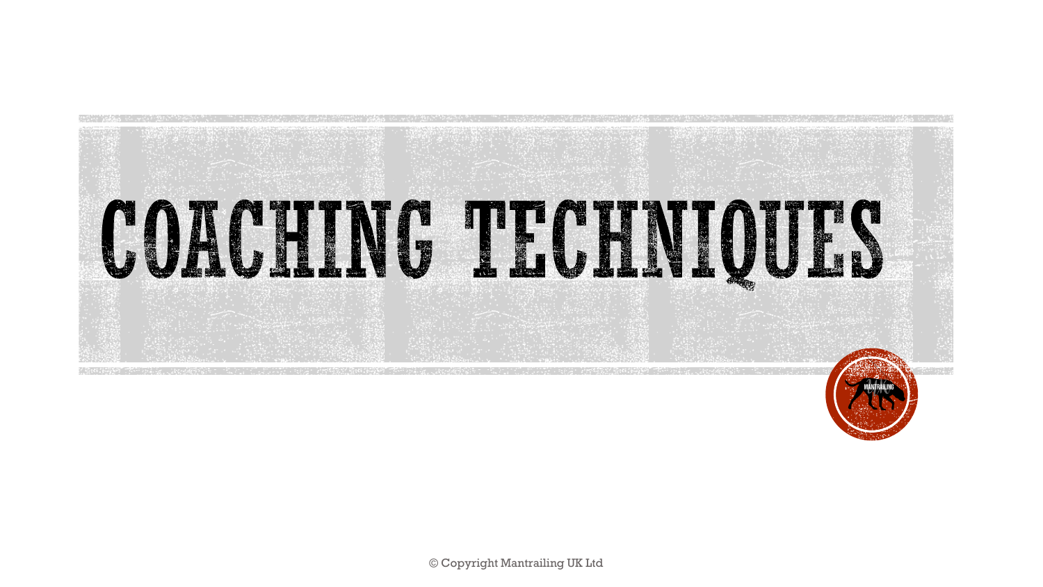# COACHING TECHNIQUES

© Copyright Mantrailing UK Ltd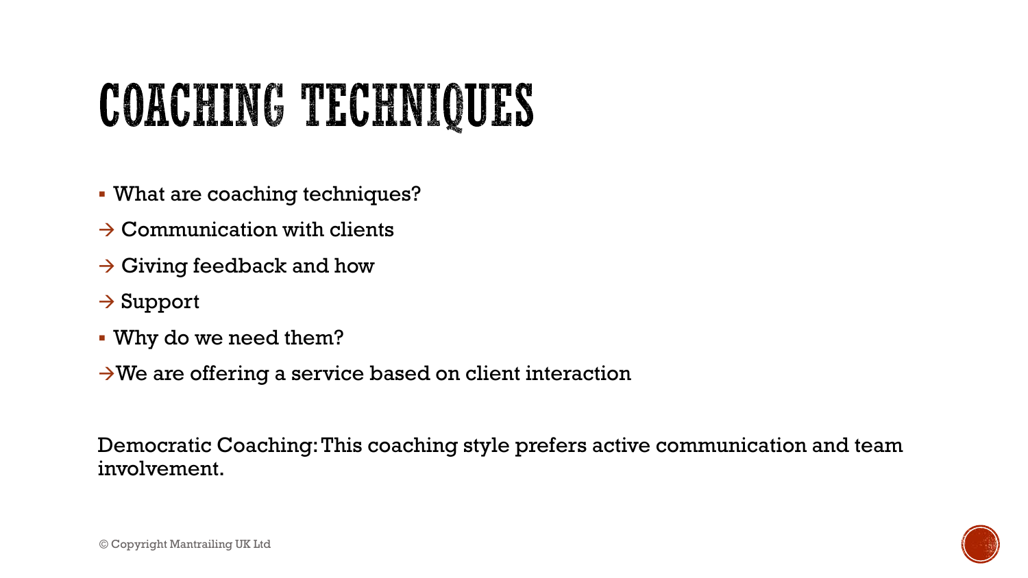# COACHING TECHNIQUES

- What are coaching techniques?

→ Communication with clients

→ Giving feedback and how

→ Support

- Why do we need them?

→We are offering a service based on client interaction

Democratic Coaching: This coaching style prefers active communication and team involvement.

© Copyright Mantrailing UK Ltd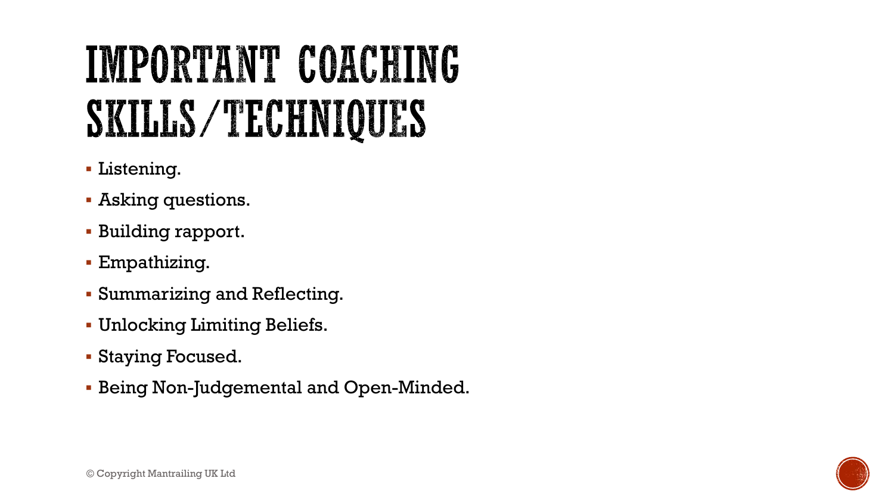# IMPORTANT COACHING SKILLS/TECHNIQUES

- Listening.
- Asking questions.
- Building rapport.
- Empathizing.
- Summarizing and Reflecting.
- Unlocking Limiting Beliefs.
- Staying Focused.
- Being Non-Judgemental and Open-Minded.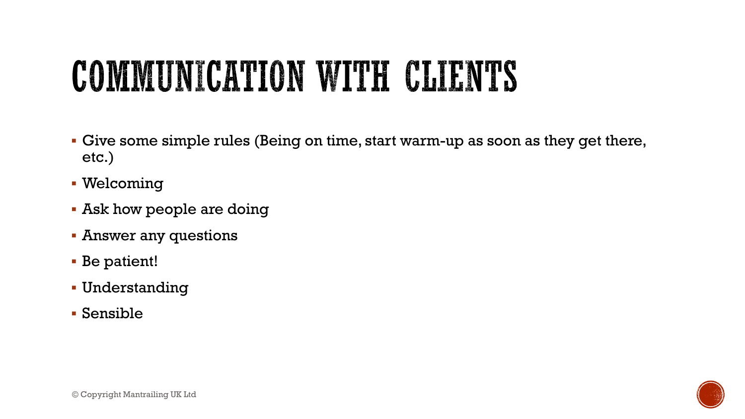# COMMUNICATION WITH CLIENTS

- Give some simple rules (Being on time, start warm-up as soon as they get there, etc.)
- Welcoming
- Ask how people are doing
- Answer any questions
- Be patient!
- Understanding
- Sensible

© Copyright Mantrailing UK Ltd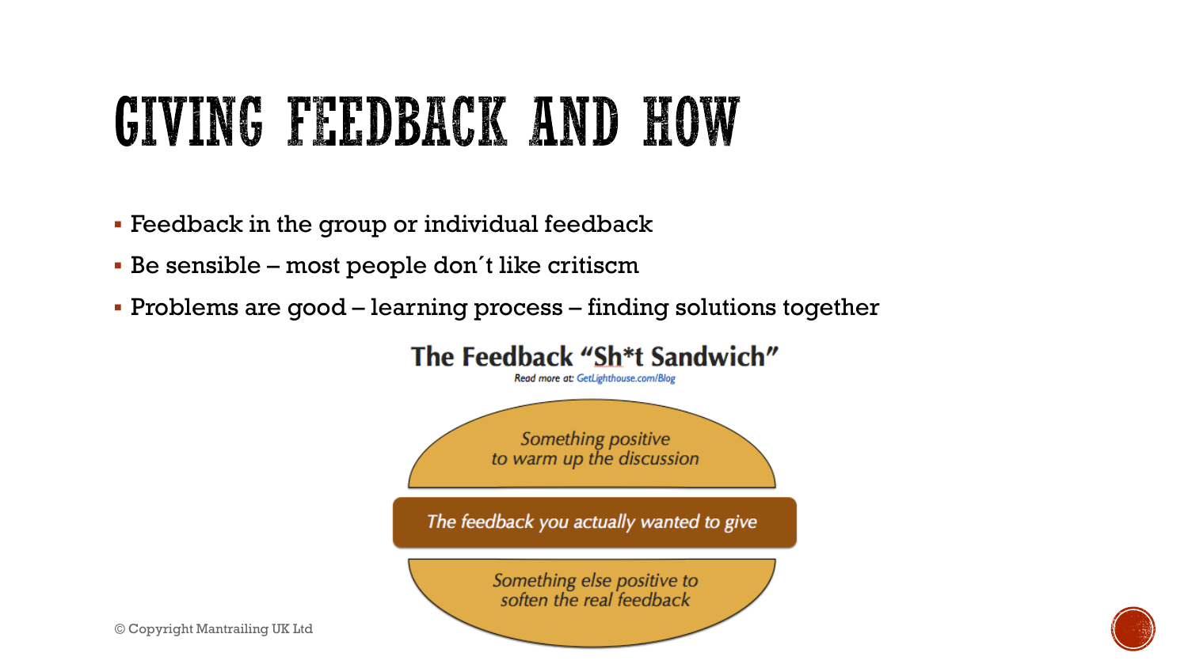# GIVING FEEDBACK AND HOW

- Feedback in the group or individual feedback
- Be sensible – most people don´t like critiscm
- Problems are good – learning process – finding solutions together

**The Feedback "Sh*t Sandwich"**

Read more at: GetLighthouse.com/Blog

*Something positive to warm up the discussion*

*The feedback you actually wanted to give*

*Something else positive to soften the real feedback*

© Copyright Mantrailing UK Ltd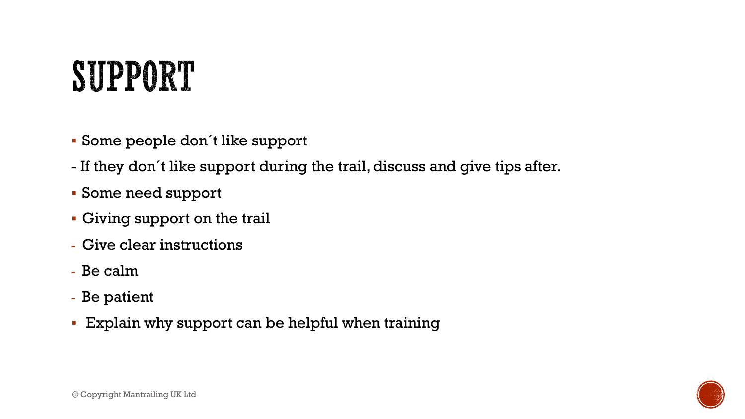# SUPPORT

- Some people don´t like support

- If they don´t like support during the trail, discuss and give tips after.

- Some need support
- Giving support on the trail

- Give clear instructions
- Be calm
- Be patient

- Explain why support can be helpful when training

© Copyright Mantrailing UK Ltd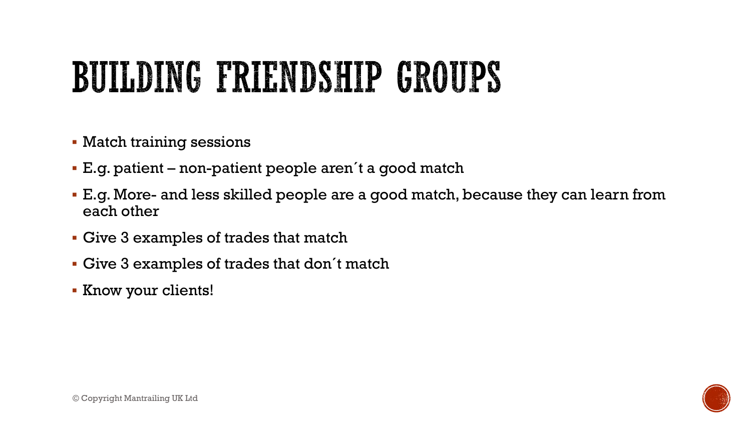# BUILDING FRIENDSHIP GROUPS

- Match training sessions
- E.g. patient – non-patient people aren´t a good match
- E.g. More- and less skilled people are a good match, because they can learn from each other
- Give 3 examples of trades that match
- Give 3 examples of trades that don´t match
- Know your clients!

© Copyright Mantrailing UK Ltd